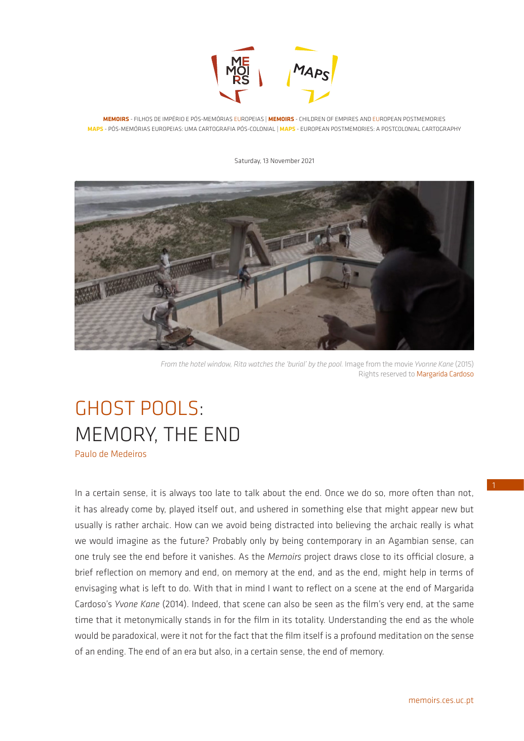**MEMOIRS** - FILHOS DE IMPÉRIO E PÓS-MEMÓRIAS EUROPEIAS | **MEMOIRS** - CHILDREN OF EMPIRES AND EUROPEAN POSTMEMORIES
**MAPS** - PÓS-MEMÓRIAS EUROPEIAS: UMA CARTOGRAFIA PÓS-COLONIAL | **MAPS** - EUROPEAN POSTMEMORIES: A POSTCOLONIAL CARTOGRAPHY

Saturday, 13 November 2021

*From the hotel window, Rita watches the 'burial' by the pool.* Image from the movie *Yvonne Kane* (2015)
Rights reserved to Margarida Cardoso

# GHOST POOLS: MEMORY, THE END

Paulo de Medeiros

In a certain sense, it is always too late to talk about the end. Once we do so, more often than not, it has already come by, played itself out, and ushered in something else that might appear new but usually is rather archaic. How can we avoid being distracted into believing the archaic really is what we would imagine as the future? Probably only by being contemporary in an Agambian sense, can one truly see the end before it vanishes. As the *Memoirs* project draws close to its official closure, a brief reflection on memory and end, on memory at the end, and as the end, might help in terms of envisaging what is left to do. With that in mind I want to reflect on a scene at the end of Margarida Cardoso's *Yvone Kane* (2014). Indeed, that scene can also be seen as the film's very end, at the same time that it metonymically stands in for the film in its totality. Understanding the end as the whole would be paradoxical, were it not for the fact that the film itself is a profound meditation on the sense of an ending. The end of an era but also, in a certain sense, the end of memory.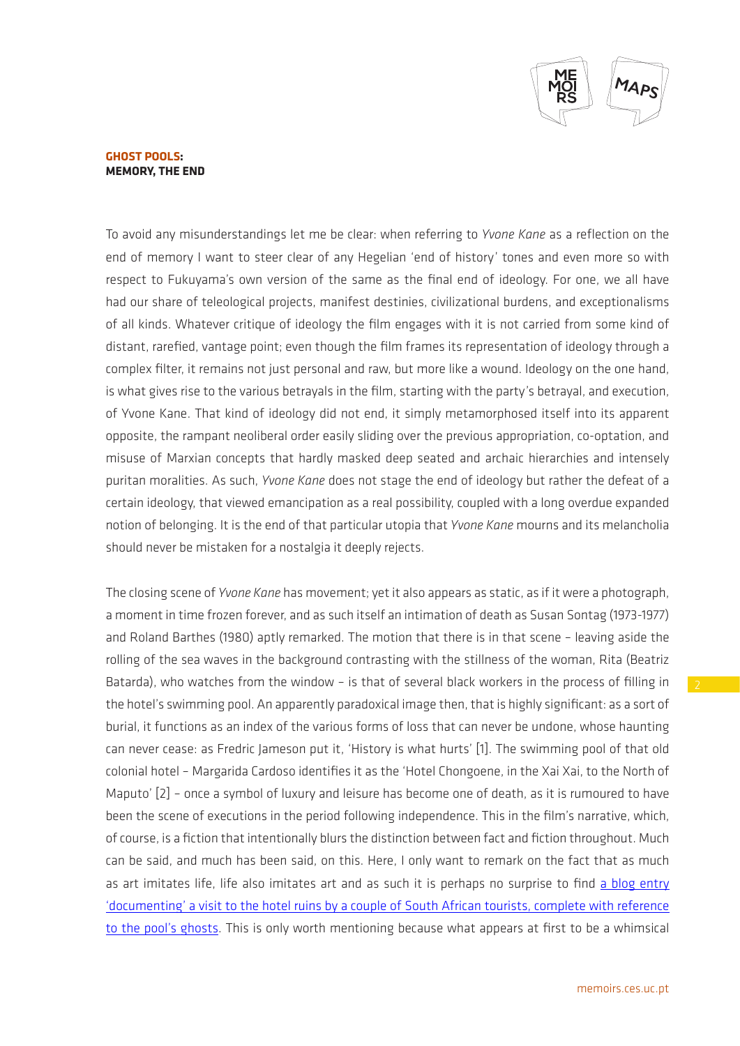**GHOST POOLS:**
**MEMORY, THE END**

To avoid any misunderstandings let me be clear: when referring to *Yvone Kane* as a reflection on the end of memory I want to steer clear of any Hegelian 'end of history' tones and even more so with respect to Fukuyama's own version of the same as the final end of ideology. For one, we all have had our share of teleological projects, manifest destinies, civilizational burdens, and exceptionalisms of all kinds. Whatever critique of ideology the film engages with it is not carried from some kind of distant, rarefied, vantage point; even though the film frames its representation of ideology through a complex filter, it remains not just personal and raw, but more like a wound. Ideology on the one hand, is what gives rise to the various betrayals in the film, starting with the party's betrayal, and execution, of Yvone Kane. That kind of ideology did not end, it simply metamorphosed itself into its apparent opposite, the rampant neoliberal order easily sliding over the previous appropriation, co-optation, and misuse of Marxian concepts that hardly masked deep seated and archaic hierarchies and intensely puritan moralities. As such, *Yvone Kane* does not stage the end of ideology but rather the defeat of a certain ideology, that viewed emancipation as a real possibility, coupled with a long overdue expanded notion of belonging. It is the end of that particular utopia that *Yvone Kane* mourns and its melancholia should never be mistaken for a nostalgia it deeply rejects.

The closing scene of *Yvone Kane* has movement; yet it also appears as static, as if it were a photograph, a moment in time frozen forever, and as such itself an intimation of death as Susan Sontag (1973-1977) and Roland Barthes (1980) aptly remarked. The motion that there is in that scene – leaving aside the rolling of the sea waves in the background contrasting with the stillness of the woman, Rita (Beatriz Batarda), who watches from the window – is that of several black workers in the process of filling in the hotel's swimming pool. An apparently paradoxical image then, that is highly significant: as a sort of burial, it functions as an index of the various forms of loss that can never be undone, whose haunting can never cease: as Fredric Jameson put it, 'History is what hurts' [1]. The swimming pool of that old colonial hotel – Margarida Cardoso identifies it as the 'Hotel Chongoene, in the Xai Xai, to the North of Maputo' [2] – once a symbol of luxury and leisure has become one of death, as it is rumoured to have been the scene of executions in the period following independence. This in the film's narrative, which, of course, is a fiction that intentionally blurs the distinction between fact and fiction throughout. Much can be said, and much has been said, on this. Here, I only want to remark on the fact that as much as art imitates life, life also imitates art and as such it is perhaps no surprise to find a blog entry 'documenting' a visit to the hotel ruins by a couple of South African tourists, complete with reference to the pool's ghosts. This is only worth mentioning because what appears at first to be a whimsical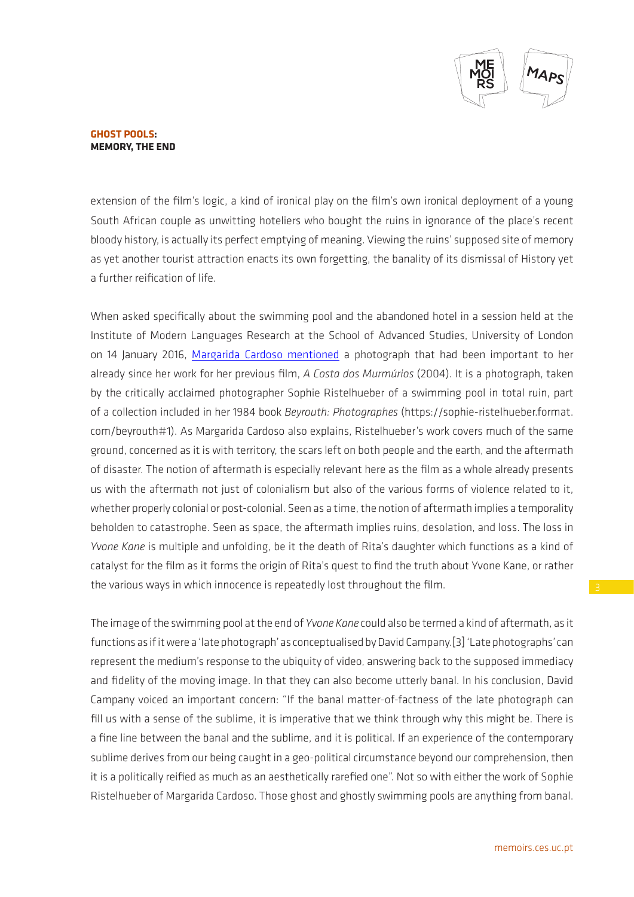extension of the film's logic, a kind of ironical play on the film's own ironical deployment of a young South African couple as unwitting hoteliers who bought the ruins in ignorance of the place's recent bloody history, is actually its perfect emptying of meaning. Viewing the ruins' supposed site of memory as yet another tourist attraction enacts its own forgetting, the banality of its dismissal of History yet a further reification of life.

When asked specifically about the swimming pool and the abandoned hotel in a session held at the Institute of Modern Languages Research at the School of Advanced Studies, University of London on 14 January 2016, Margarida Cardoso mentioned a photograph that had been important to her already since her work for her previous film, *A Costa dos Murmúrios* (2004). It is a photograph, taken by the critically acclaimed photographer Sophie Ristelhueber of a swimming pool in total ruin, part of a collection included in her 1984 book *Beyrouth: Photographes* (https://sophie-ristelhueber.format.com/beyrouth#1). As Margarida Cardoso also explains, Ristelhueber's work covers much of the same ground, concerned as it is with territory, the scars left on both people and the earth, and the aftermath of disaster. The notion of aftermath is especially relevant here as the film as a whole already presents us with the aftermath not just of colonialism but also of the various forms of violence related to it, whether properly colonial or post-colonial. Seen as a time, the notion of aftermath implies a temporality beholden to catastrophe. Seen as space, the aftermath implies ruins, desolation, and loss. The loss in *Yvone Kane* is multiple and unfolding, be it the death of Rita's daughter which functions as a kind of catalyst for the film as it forms the origin of Rita's quest to find the truth about Yvone Kane, or rather the various ways in which innocence is repeatedly lost throughout the film.

The image of the swimming pool at the end of *Yvone Kane* could also be termed a kind of aftermath, as it functions as if it were a 'late photograph' as conceptualised by David Campany.[3] 'Late photographs' can represent the medium's response to the ubiquity of video, answering back to the supposed immediacy and fidelity of the moving image. In that they can also become utterly banal. In his conclusion, David Campany voiced an important concern: "If the banal matter-of-factness of the late photograph can fill us with a sense of the sublime, it is imperative that we think through why this might be. There is a fine line between the banal and the sublime, and it is political. If an experience of the contemporary sublime derives from our being caught in a geo-political circumstance beyond our comprehension, then it is a politically reified as much as an aesthetically rarefied one". Not so with either the work of Sophie Ristelhueber of Margarida Cardoso. Those ghost and ghostly swimming pools are anything from banal.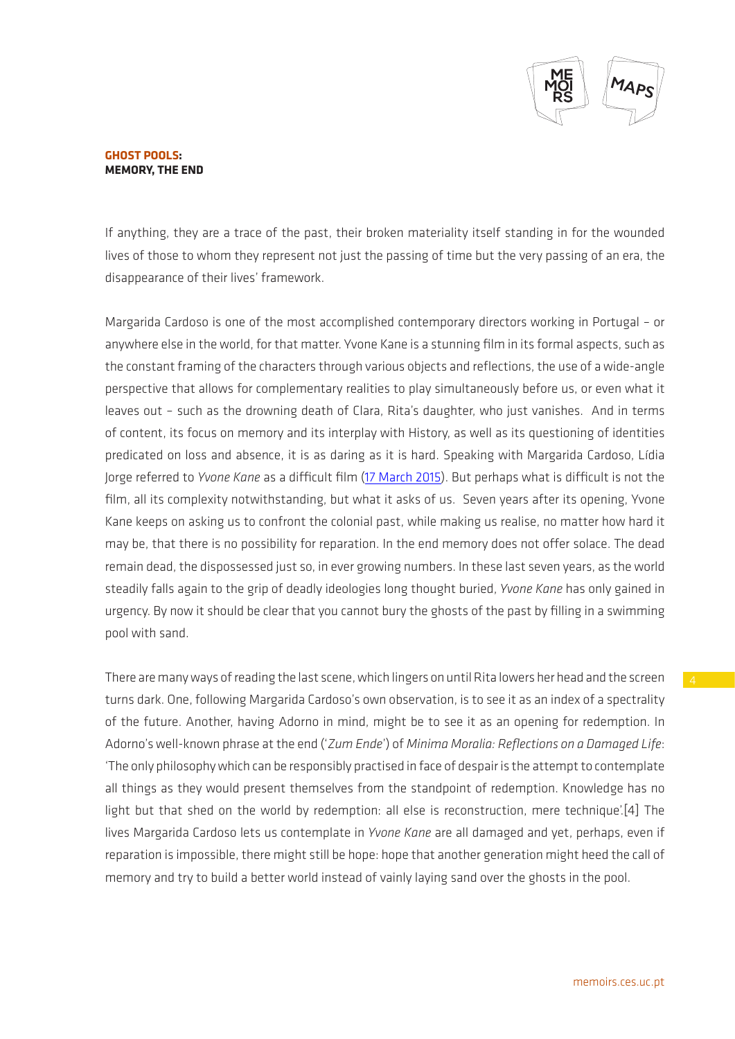If anything, they are a trace of the past, their broken materiality itself standing in for the wounded lives of those to whom they represent not just the passing of time but the very passing of an era, the disappearance of their lives' framework.

Margarida Cardoso is one of the most accomplished contemporary directors working in Portugal – or anywhere else in the world, for that matter. Yvone Kane is a stunning film in its formal aspects, such as the constant framing of the characters through various objects and reflections, the use of a wide-angle perspective that allows for complementary realities to play simultaneously before us, or even what it leaves out – such as the drowning death of Clara, Rita's daughter, who just vanishes. And in terms of content, its focus on memory and its interplay with History, as well as its questioning of identities predicated on loss and absence, it is as daring as it is hard. Speaking with Margarida Cardoso, Lídia Jorge referred to *Yvone Kane* as a difficult film (17 March 2015). But perhaps what is difficult is not the film, all its complexity notwithstanding, but what it asks of us. Seven years after its opening, Yvone Kane keeps on asking us to confront the colonial past, while making us realise, no matter how hard it may be, that there is no possibility for reparation. In the end memory does not offer solace. The dead remain dead, the dispossessed just so, in ever growing numbers. In these last seven years, as the world steadily falls again to the grip of deadly ideologies long thought buried, *Yvone Kane* has only gained in urgency. By now it should be clear that you cannot bury the ghosts of the past by filling in a swimming pool with sand.

There are many ways of reading the last scene, which lingers on until Rita lowers her head and the screen turns dark. One, following Margarida Cardoso's own observation, is to see it as an index of a spectrality of the future. Another, having Adorno in mind, might be to see it as an opening for redemption. In Adorno's well-known phrase at the end ('*Zum Ende*') of *Minima Moralia: Reflections on a Damaged Life*: 'The only philosophy which can be responsibly practised in face of despair is the attempt to contemplate all things as they would present themselves from the standpoint of redemption. Knowledge has no light but that shed on the world by redemption: all else is reconstruction, mere technique'.[4] The lives Margarida Cardoso lets us contemplate in *Yvone Kane* are all damaged and yet, perhaps, even if reparation is impossible, there might still be hope: hope that another generation might heed the call of memory and try to build a better world instead of vainly laying sand over the ghosts in the pool.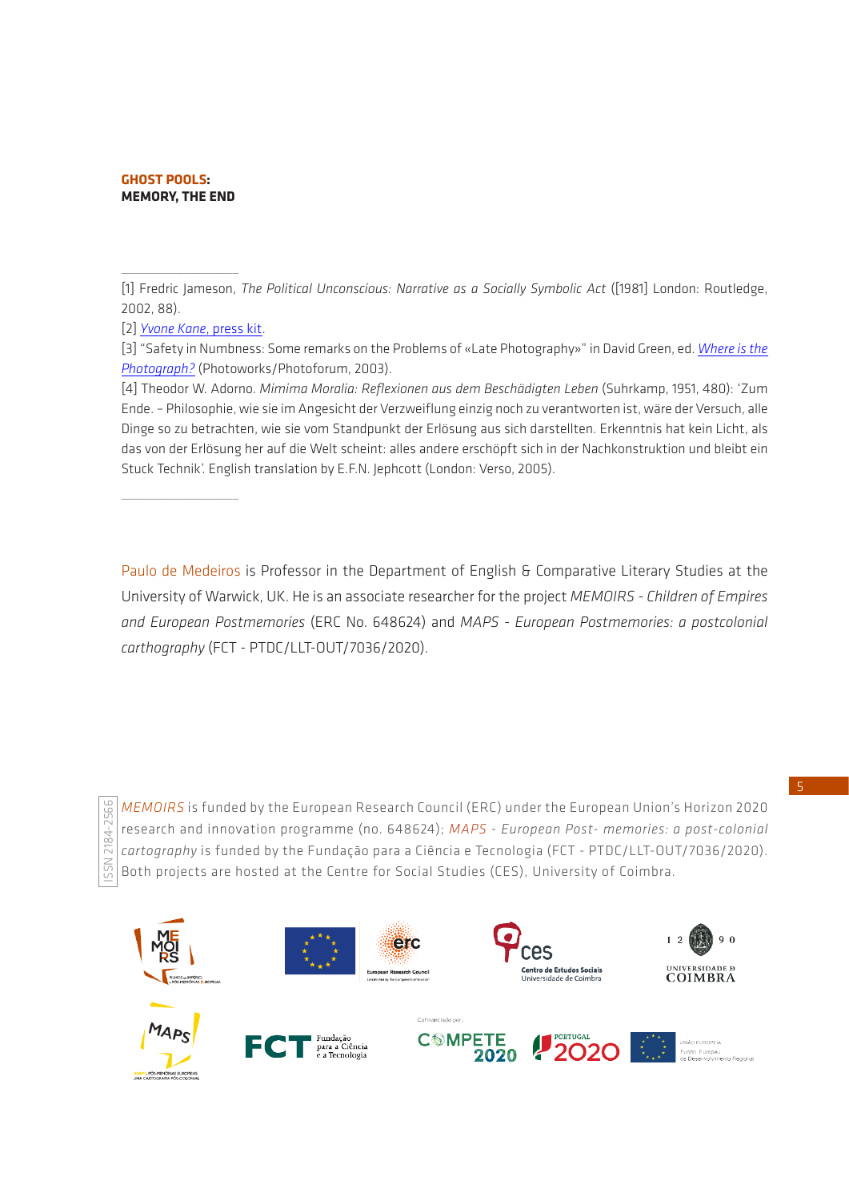**GHOST POOLS:**
**MEMORY, THE END**

---

[1] Fredric Jameson, *The Political Unconscious: Narrative as a Socially Symbolic Act* ([1981] London: Routledge, 2002, 88).

[2] *Yvone Kane*, press kit.

[3] "Safety in Numbness: Some remarks on the Problems of «Late Photography»" in David Green, ed. *Where is the Photograph?* (Photoworks/Photoforum, 2003).

[4] Theodor W. Adorno. *Mimima Moralia: Reflexionen aus dem Beschädigten Leben* (Suhrkamp, 1951, 480): 'Zum Ende. – Philosophie, wie sie im Angesicht der Verzweiflung einzig noch zu verantworten ist, wäre der Versuch, alle Dinge so zu betrachten, wie sie vom Standpunkt der Erlösung aus sich darstellten. Erkenntnis hat kein Licht, als das von der Erlösung her auf die Welt scheint: alles andere erschöpft sich in der Nachkonstruktion und bleibt ein Stuck Technik'. English translation by E.F.N. Jephcott (London: Verso, 2005).

---

Paulo de Medeiros is Professor in the Department of English & Comparative Literary Studies at the University of Warwick, UK. He is an associate researcher for the project *MEMOIRS - Children of Empires and European Postmemories* (ERC No. 648624) and *MAPS - European Postmemories: a postcolonial carthography* (FCT - PTDC/LLT-OUT/7036/2020).

ISSN 2184-2566

*MEMOIRS* is funded by the European Research Council (ERC) under the European Union's Horizon 2020 research and innovation programme (no. 648624); *MAPS - European Post- memories: a post-colonial cartography* is funded by the Fundação para a Ciência e Tecnologia (FCT - PTDC/LLT-OUT/7036/2020). Both projects are hosted at the Centre for Social Studies (CES), University of Coimbra.